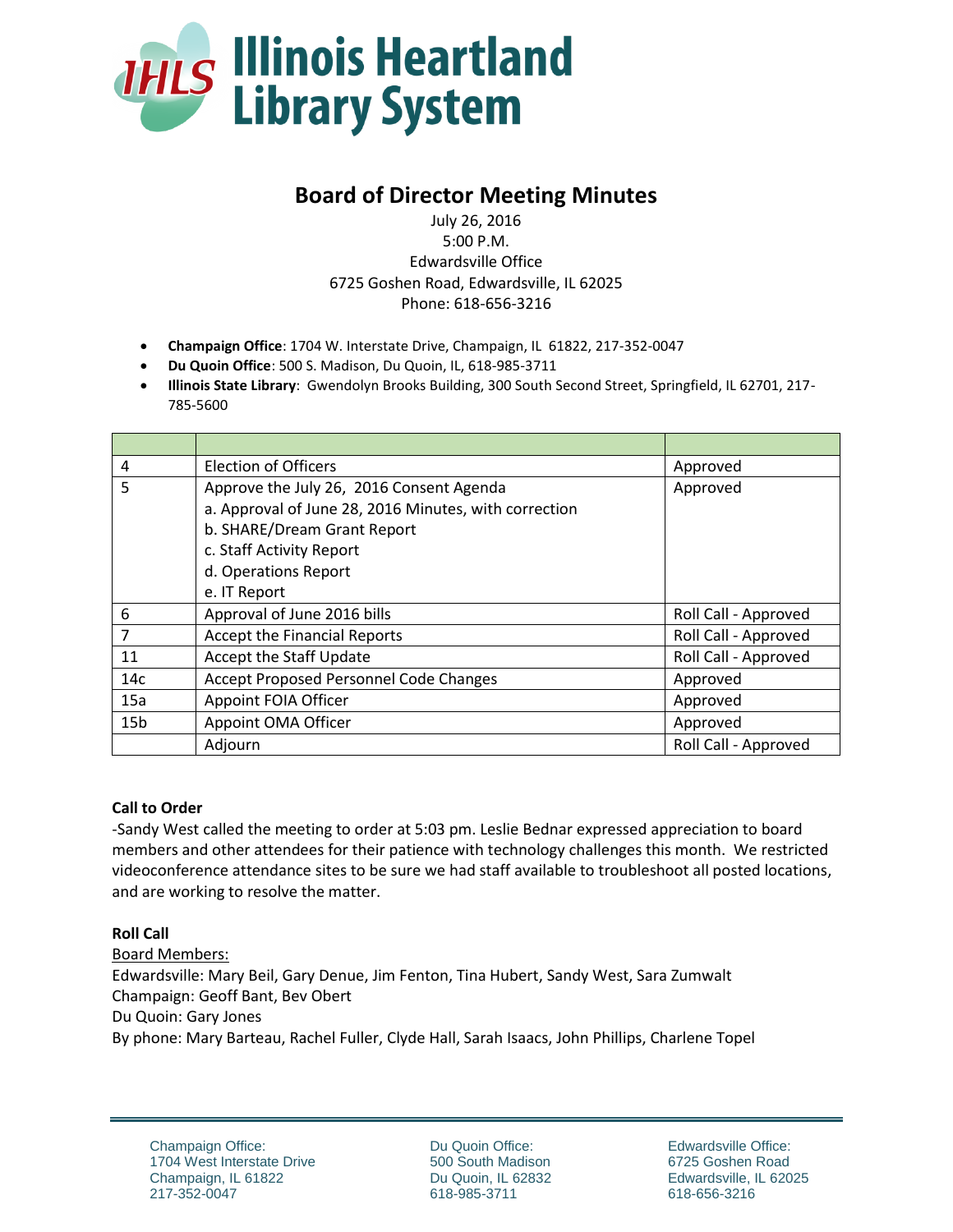# Illinois Heartland Library System

## Board of Director Meeting Minutes

July 26, 2016
5:00 P.M.
Edwardsville Office
6725 Goshen Road, Edwardsville, IL 62025
Phone: 618-656-3216

- **Champaign Office**: 1704 W. Interstate Drive, Champaign, IL 61822, 217-352-0047
- **Du Quoin Office**: 500 S. Madison, Du Quoin, IL, 618-985-3711
- **Illinois State Library**: Gwendolyn Brooks Building, 300 South Second Street, Springfield, IL 62701, 217-785-5600

| | | |
|---|---|---|
| 4 | Election of Officers | Approved |
| 5 | Approve the July 26, 2016 Consent Agenda<br>a. Approval of June 28, 2016 Minutes, with correction<br>b. SHARE/Dream Grant Report<br>c. Staff Activity Report<br>d. Operations Report<br>e. IT Report | Approved |
| 6 | Approval of June 2016 bills | Roll Call - Approved |
| 7 | Accept the Financial Reports | Roll Call - Approved |
| 11 | Accept the Staff Update | Roll Call - Approved |
| 14c | Accept Proposed Personnel Code Changes | Approved |
| 15a | Appoint FOIA Officer | Approved |
| 15b | Appoint OMA Officer | Approved |
| | Adjourn | Roll Call - Approved |

**Call to Order**

-Sandy West called the meeting to order at 5:03 pm. Leslie Bednar expressed appreciation to board members and other attendees for their patience with technology challenges this month. We restricted videoconference attendance sites to be sure we had staff available to troubleshoot all posted locations, and are working to resolve the matter.

**Roll Call**

Board Members:

Edwardsville: Mary Beil, Gary Denue, Jim Fenton, Tina Hubert, Sandy West, Sara Zumwalt
Champaign: Geoff Bant, Bev Obert
Du Quoin: Gary Jones
By phone: Mary Barteau, Rachel Fuller, Clyde Hall, Sarah Isaacs, John Phillips, Charlene Topel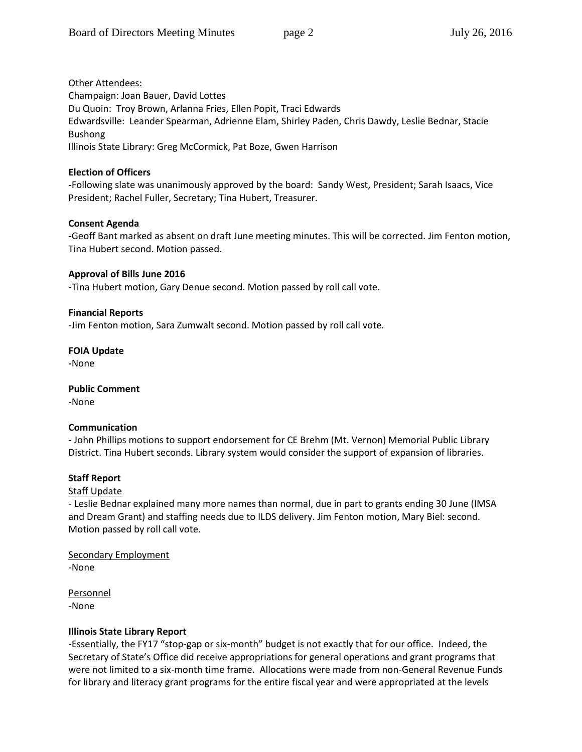Other Attendees:

Champaign: Joan Bauer, David Lottes
Du Quoin: Troy Brown, Arlanna Fries, Ellen Popit, Traci Edwards
Edwardsville: Leander Spearman, Adrienne Elam, Shirley Paden, Chris Dawdy, Leslie Bednar, Stacie Bushong
Illinois State Library: Greg McCormick, Pat Boze, Gwen Harrison

**Election of Officers**

-Following slate was unanimously approved by the board: Sandy West, President; Sarah Isaacs, Vice President; Rachel Fuller, Secretary; Tina Hubert, Treasurer.

**Consent Agenda**

-Geoff Bant marked as absent on draft June meeting minutes. This will be corrected. Jim Fenton motion, Tina Hubert second. Motion passed.

**Approval of Bills June 2016**

-Tina Hubert motion, Gary Denue second. Motion passed by roll call vote.

**Financial Reports**

-Jim Fenton motion, Sara Zumwalt second. Motion passed by roll call vote.

**FOIA Update**

-None

**Public Comment**

-None

**Communication**

- John Phillips motions to support endorsement for CE Brehm (Mt. Vernon) Memorial Public Library District. Tina Hubert seconds. Library system would consider the support of expansion of libraries.

**Staff Report**

Staff Update

- Leslie Bednar explained many more names than normal, due in part to grants ending 30 June (IMSA and Dream Grant) and staffing needs due to ILDS delivery. Jim Fenton motion, Mary Biel: second. Motion passed by roll call vote.

Secondary Employment

-None

Personnel

-None

**Illinois State Library Report**

-Essentially, the FY17 "stop-gap or six-month" budget is not exactly that for our office. Indeed, the Secretary of State's Office did receive appropriations for general operations and grant programs that were not limited to a six-month time frame. Allocations were made from non-General Revenue Funds for library and literacy grant programs for the entire fiscal year and were appropriated at the levels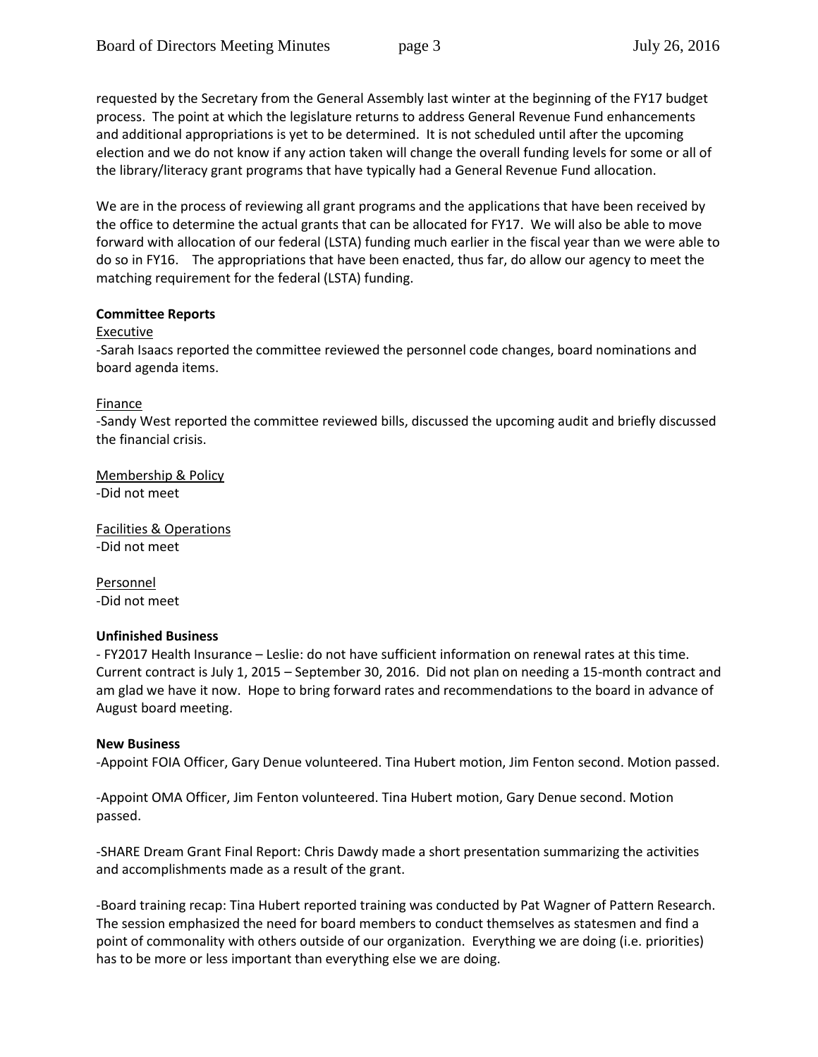requested by the Secretary from the General Assembly last winter at the beginning of the FY17 budget process. The point at which the legislature returns to address General Revenue Fund enhancements and additional appropriations is yet to be determined. It is not scheduled until after the upcoming election and we do not know if any action taken will change the overall funding levels for some or all of the library/literacy grant programs that have typically had a General Revenue Fund allocation.

We are in the process of reviewing all grant programs and the applications that have been received by the office to determine the actual grants that can be allocated for FY17. We will also be able to move forward with allocation of our federal (LSTA) funding much earlier in the fiscal year than we were able to do so in FY16. The appropriations that have been enacted, thus far, do allow our agency to meet the matching requirement for the federal (LSTA) funding.

**Committee Reports**

Executive

-Sarah Isaacs reported the committee reviewed the personnel code changes, board nominations and board agenda items.

Finance

-Sandy West reported the committee reviewed bills, discussed the upcoming audit and briefly discussed the financial crisis.

Membership & Policy

-Did not meet

Facilities & Operations

-Did not meet

Personnel

-Did not meet

**Unfinished Business**

- FY2017 Health Insurance – Leslie: do not have sufficient information on renewal rates at this time. Current contract is July 1, 2015 – September 30, 2016. Did not plan on needing a 15-month contract and am glad we have it now. Hope to bring forward rates and recommendations to the board in advance of August board meeting.

**New Business**

-Appoint FOIA Officer, Gary Denue volunteered. Tina Hubert motion, Jim Fenton second. Motion passed.

-Appoint OMA Officer, Jim Fenton volunteered. Tina Hubert motion, Gary Denue second. Motion passed.

-SHARE Dream Grant Final Report: Chris Dawdy made a short presentation summarizing the activities and accomplishments made as a result of the grant.

-Board training recap: Tina Hubert reported training was conducted by Pat Wagner of Pattern Research. The session emphasized the need for board members to conduct themselves as statesmen and find a point of commonality with others outside of our organization. Everything we are doing (i.e. priorities) has to be more or less important than everything else we are doing.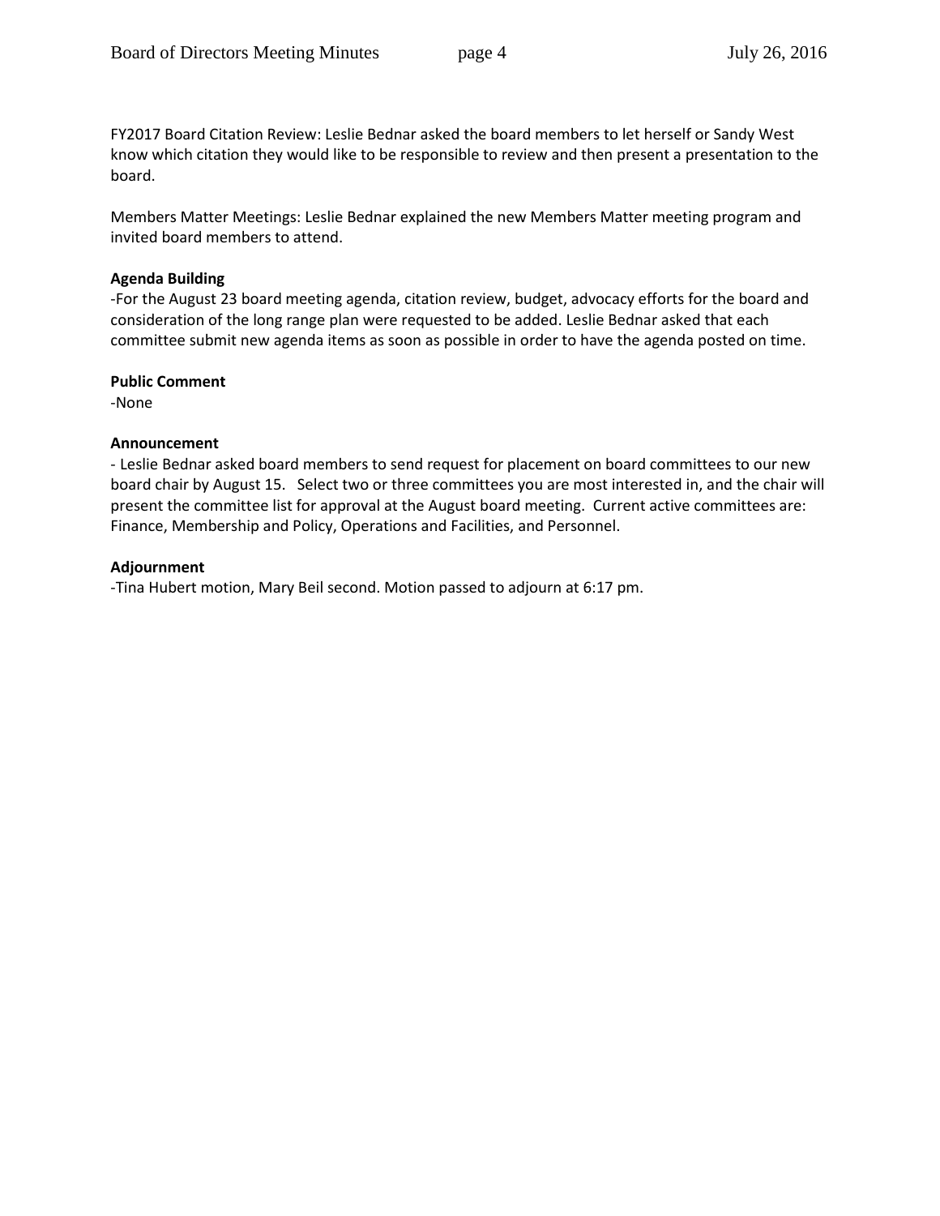FY2017 Board Citation Review: Leslie Bednar asked the board members to let herself or Sandy West know which citation they would like to be responsible to review and then present a presentation to the board.

Members Matter Meetings: Leslie Bednar explained the new Members Matter meeting program and invited board members to attend.

**Agenda Building**

-For the August 23 board meeting agenda, citation review, budget, advocacy efforts for the board and consideration of the long range plan were requested to be added. Leslie Bednar asked that each committee submit new agenda items as soon as possible in order to have the agenda posted on time.

**Public Comment**

-None

**Announcement**

- Leslie Bednar asked board members to send request for placement on board committees to our new board chair by August 15. Select two or three committees you are most interested in, and the chair will present the committee list for approval at the August board meeting. Current active committees are: Finance, Membership and Policy, Operations and Facilities, and Personnel.

**Adjournment**

-Tina Hubert motion, Mary Beil second. Motion passed to adjourn at 6:17 pm.